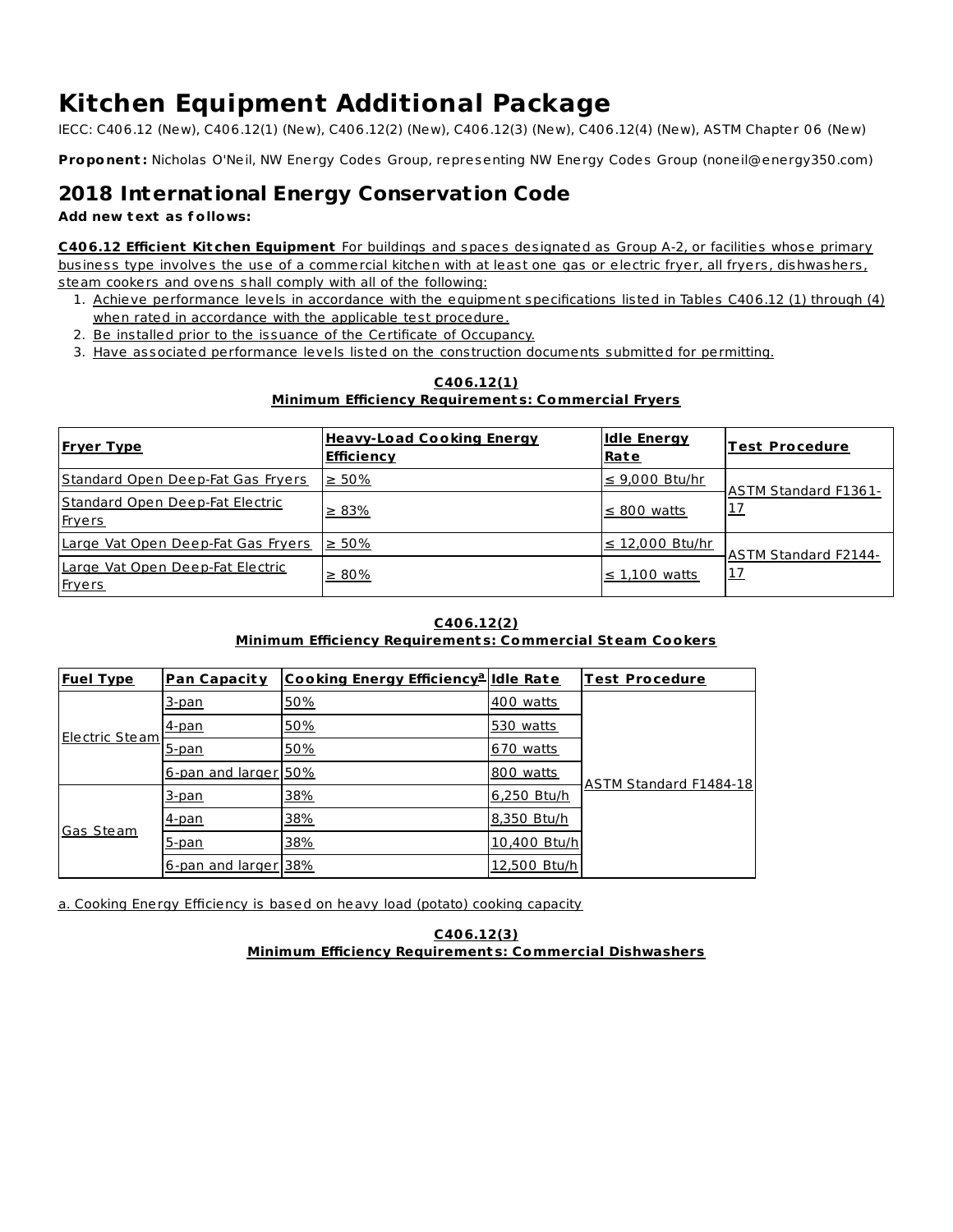# Kitchen Equipment Additional Package

IECC: C406.12 (New), C406.12(1) (New), C406.12(2) (New), C406.12(3) (New), C406.12(4) (New), ASTM Chapter 06 (New)

**Proponent:** Nicholas O'Neil, NW Energy Codes Group, representing NW Energy Codes Group (noneil@energy350.com)

## 2018 International Energy Conservation Code

**Add new text as follows:**

**C406.12 Efficient Kitchen Equipment** For buildings and spaces designated as Group A-2, or facilities whose primary business type involves the use of a commercial kitchen with at least one gas or electric fryer, all fryers, dishwashers, steam cookers and ovens shall comply with all of the following:

1. Achieve performance levels in accordance with the equipment specifications listed in Tables C406.12 (1) through (4) when rated in accordance with the applicable test procedure.
2. Be installed prior to the issuance of the Certificate of Occupancy.
3. Have associated performance levels listed on the construction documents submitted for permitting.

**C406.12(1)**
**Minimum Efficiency Requirements: Commercial Fryers**

| Fryer Type | Heavy-Load Cooking Energy Efficiency | Idle Energy Rate | Test Procedure |
|---|---|---|---|
| Standard Open Deep-Fat Gas Fryers | ≥ 50% | ≤ 9,000 Btu/hr | ASTM Standard F1361-17 |
| Standard Open Deep-Fat Electric Fryers | ≥ 83% | ≤ 800 watts | |
| Large Vat Open Deep-Fat Gas Fryers | ≥ 50% | ≤ 12,000 Btu/hr | ASTM Standard F2144-17 |
| Large Vat Open Deep-Fat Electric Fryers | ≥ 80% | ≤ 1,100 watts | |

**C406.12(2)**
**Minimum Efficiency Requirements: Commercial Steam Cookers**

| Fuel Type | Pan Capacity | Cooking Energy Efficiency[a] | Idle Rate | Test Procedure |
|---|---|---|---|---|
| Electric Steam | 3-pan | 50% | 400 watts | ASTM Standard F1484-18 |
| | 4-pan | 50% | 530 watts | |
| | 5-pan | 50% | 670 watts | |
| | 6-pan and larger | 50% | 800 watts | |
| Gas Steam | 3-pan | 38% | 6,250 Btu/h | |
| | 4-pan | 38% | 8,350 Btu/h | |
| | 5-pan | 38% | 10,400 Btu/h | |
| | 6-pan and larger | 38% | 12,500 Btu/h | |

a. Cooking Energy Efficiency is based on heavy load (potato) cooking capacity

**C406.12(3)**
**Minimum Efficiency Requirements: Commercial Dishwashers**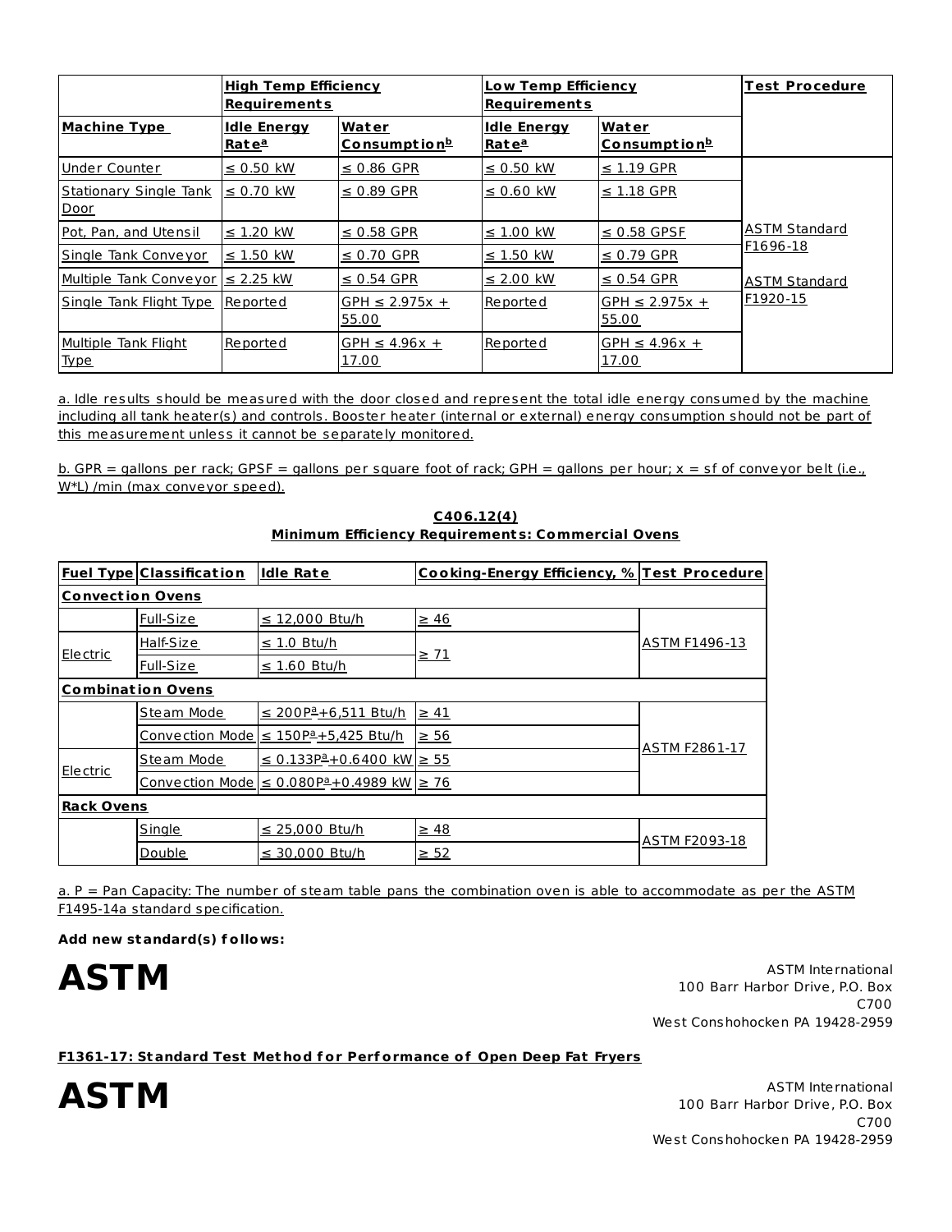| | High Temp Efficiency Requirements | | Low Temp Efficiency Requirements | | Test Procedure |
|---|---|---|---|---|---|
| Machine Type | Idle Energy Rate[a] | Water Consumption[b] | Idle Energy Rate[a] | Water Consumption[b] | |
| Under Counter | ≤ 0.50 kW | ≤ 0.86 GPR | ≤ 0.50 kW | ≤ 1.19 GPR | ASTM Standard F1696-18<br><br>ASTM Standard F1920-15 |
| Stationary Single Tank Door | ≤ 0.70 kW | ≤ 0.89 GPR | ≤ 0.60 kW | ≤ 1.18 GPR | |
| Pot, Pan, and Utensil | ≤ 1.20 kW | ≤ 0.58 GPR | ≤ 1.00 kW | ≤ 0.58 GPSF | |
| Single Tank Conveyor | ≤ 1.50 kW | ≤ 0.70 GPR | ≤ 1.50 kW | ≤ 0.79 GPR | |
| Multiple Tank Conveyor | ≤ 2.25 kW | ≤ 0.54 GPR | ≤ 2.00 kW | ≤ 0.54 GPR | |
| Single Tank Flight Type | Reported | GPH ≤ 2.975x + 55.00 | Reported | GPH ≤ 2.975x + 55.00 | |
| Multiple Tank Flight Type | Reported | GPH ≤ 4.96x + 17.00 | Reported | GPH ≤ 4.96x + 17.00 | |

a. Idle results should be measured with the door closed and represent the total idle energy consumed by the machine including all tank heater(s) and controls. Booster heater (internal or external) energy consumption should not be part of this measurement unless it cannot be separately monitored.

b. GPR = gallons per rack; GPSF = gallons per square foot of rack; GPH = gallons per hour; x = sf of conveyor belt (i.e., W*L) /min (max conveyor speed).

**C406.12(4)**
**Minimum Efficiency Requirements: Commercial Ovens**

| Fuel Type | Classification | Idle Rate | Cooking-Energy Efficiency, % | Test Procedure |
|---|---|---|---|---|
| **Convection Ovens** | | | | |
| | Full-Size | ≤ 12,000 Btu/h | ≥ 46 | ASTM F1496-13 |
| Electric | Half-Size | ≤ 1.0 Btu/h | ≥ 71 | |
| | Full-Size | ≤ 1.60 Btu/h | | |
| **Combination Ovens** | | | | |
| | Steam Mode | ≤ 200P[a]+6,511 Btu/h | ≥ 41 | ASTM F2861-17 |
| | Convection Mode | ≤ 150P[a]+5,425 Btu/h | ≥ 56 | |
| Electric | Steam Mode | ≤ 0.133P[a]+0.6400 kW | ≥ 55 | |
| | Convection Mode | ≤ 0.080P[a]+0.4989 kW | ≥ 76 | |
| **Rack Ovens** | | | | |
| | Single | ≤ 25,000 Btu/h | ≥ 48 | ASTM F2093-18 |
| | Double | ≤ 30,000 Btu/h | ≥ 52 | |

a. P = Pan Capacity: The number of steam table pans the combination oven is able to accommodate as per the ASTM F1495-14a standard specification.

**Add new standard(s) follows:**

# ASTM

ASTM International
100 Barr Harbor Drive, P.O. Box C700
West Conshohocken PA 19428-2959

**F1361-17: Standard Test Method for Performance of Open Deep Fat Fryers**

# ASTM

ASTM International
100 Barr Harbor Drive, P.O. Box C700
West Conshohocken PA 19428-2959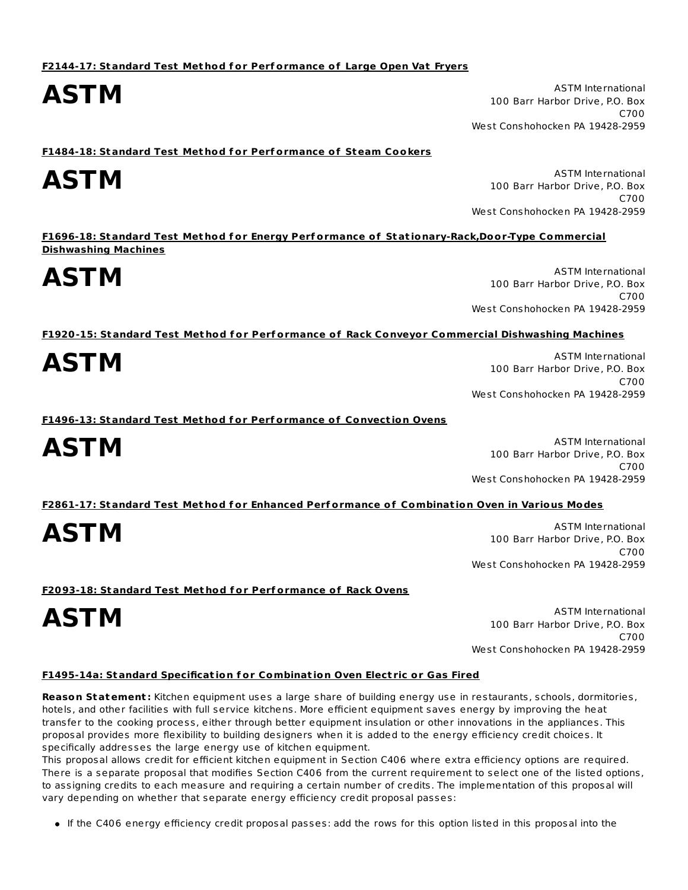**F2144-17: Standard Test Method for Performance of Large Open Vat Fryers**

**ASTM**

ASTM International
100 Barr Harbor Drive, P.O. Box C700
West Conshohocken PA 19428-2959

**F1484-18: Standard Test Method for Performance of Steam Cookers**

**ASTM**

ASTM International
100 Barr Harbor Drive, P.O. Box C700
West Conshohocken PA 19428-2959

**F1696-18: Standard Test Method for Energy Performance of Stationary-Rack,Door-Type Commercial Dishwashing Machines**

**ASTM**

ASTM International
100 Barr Harbor Drive, P.O. Box C700
West Conshohocken PA 19428-2959

**F1920-15: Standard Test Method for Performance of Rack Conveyor Commercial Dishwashing Machines**

**ASTM**

ASTM International
100 Barr Harbor Drive, P.O. Box C700
West Conshohocken PA 19428-2959

**F1496-13: Standard Test Method for Performance of Convection Ovens**

**ASTM**

ASTM International
100 Barr Harbor Drive, P.O. Box C700
West Conshohocken PA 19428-2959

**F2861-17: Standard Test Method for Enhanced Performance of Combination Oven in Various Modes**

**ASTM**

ASTM International
100 Barr Harbor Drive, P.O. Box C700
West Conshohocken PA 19428-2959

**F2093-18: Standard Test Method for Performance of Rack Ovens**

**ASTM**

ASTM International
100 Barr Harbor Drive, P.O. Box C700
West Conshohocken PA 19428-2959

**F1495-14a: Standard Specification for Combination Oven Electric or Gas Fired**

**Reason Statement:** Kitchen equipment uses a large share of building energy use in restaurants, schools, dormitories, hotels, and other facilities with full service kitchens. More efficient equipment saves energy by improving the heat transfer to the cooking process, either through better equipment insulation or other innovations in the appliances. This proposal provides more flexibility to building designers when it is added to the energy efficiency credit choices. It specifically addresses the large energy use of kitchen equipment.

This proposal allows credit for efficient kitchen equipment in Section C406 where extra efficiency options are required. There is a separate proposal that modifies Section C406 from the current requirement to select one of the listed options, to assigning credits to each measure and requiring a certain number of credits. The implementation of this proposal will vary depending on whether that separate energy efficiency credit proposal passes:

- If the C406 energy efficiency credit proposal passes: add the rows for this option listed in this proposal into the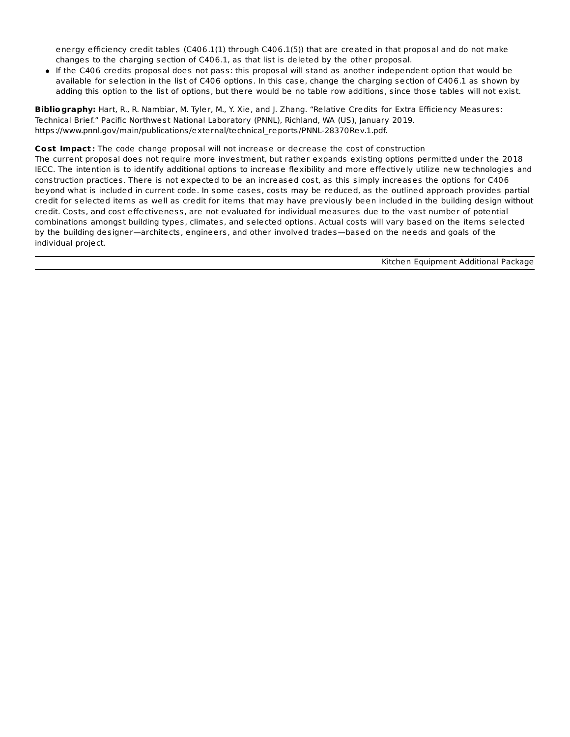energy efficiency credit tables (C406.1(1) through C406.1(5)) that are created in that proposal and do not make changes to the charging section of C406.1, as that list is deleted by the other proposal.

- If the C406 credits proposal does not pass: this proposal will stand as another independent option that would be available for selection in the list of C406 options. In this case, change the charging section of C406.1 as shown by adding this option to the list of options, but there would be no table row additions, since those tables will not exist.

**Bibliography:** Hart, R., R. Nambiar, M. Tyler, M., Y. Xie, and J. Zhang. "Relative Credits for Extra Efficiency Measures: Technical Brief." Pacific Northwest National Laboratory (PNNL), Richland, WA (US), January 2019. https://www.pnnl.gov/main/publications/external/technical_reports/PNNL-28370Rev.1.pdf.

**Cost Impact:** The code change proposal will not increase or decrease the cost of construction
The current proposal does not require more investment, but rather expands existing options permitted under the 2018 IECC. The intention is to identify additional options to increase flexibility and more effectively utilize new technologies and construction practices. There is not expected to be an increased cost, as this simply increases the options for C406 beyond what is included in current code. In some cases, costs may be reduced, as the outlined approach provides partial credit for selected items as well as credit for items that may have previously been included in the building design without credit. Costs, and cost effectiveness, are not evaluated for individual measures due to the vast number of potential combinations amongst building types, climates, and selected options. Actual costs will vary based on the items selected by the building designer—architects, engineers, and other involved trades—based on the needs and goals of the individual project.

Kitchen Equipment Additional Package